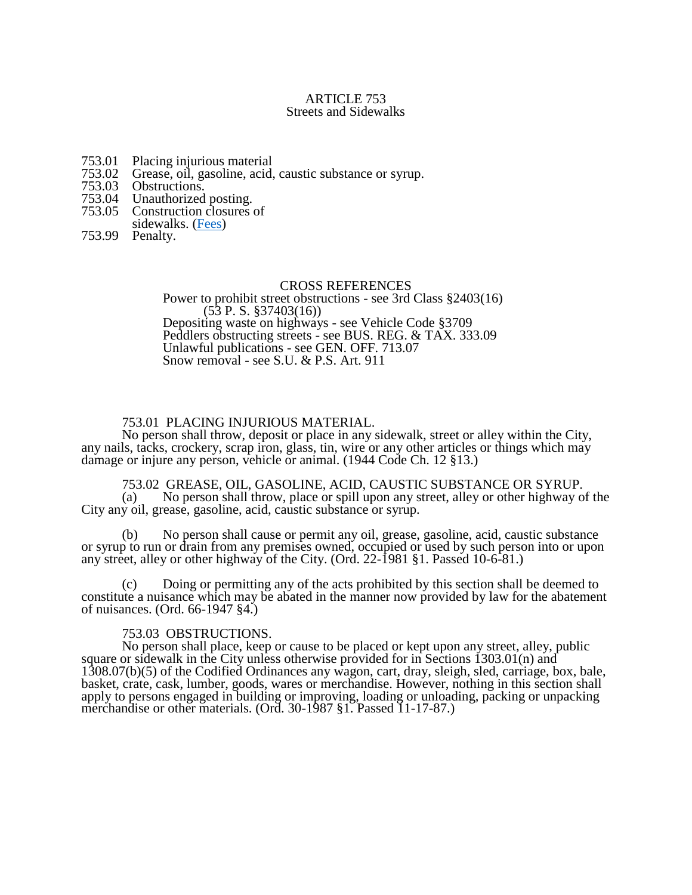# ARTICLE 753
## Streets and Sidewalks

753.01 Placing injurious material
753.02 Grease, oil, gasoline, acid, caustic substance or syrup.
753.03 Obstructions.
753.04 Unauthorized posting.
753.05 Construction closures of sidewalks. (Fees)
753.99 Penalty.

CROSS REFERENCES
Power to prohibit street obstructions - see 3rd Class §2403(16) (53 P. S. §37403(16))
Depositing waste on highways - see Vehicle Code §3709
Peddlers obstructing streets - see BUS. REG. & TAX. 333.09
Unlawful publications - see GEN. OFF. 713.07
Snow removal - see S.U. & P.S. Art. 911

### 753.01 PLACING INJURIOUS MATERIAL.

No person shall throw, deposit or place in any sidewalk, street or alley within the City, any nails, tacks, crockery, scrap iron, glass, tin, wire or any other articles or things which may damage or injure any person, vehicle or animal. (1944 Code Ch. 12 §13.)

### 753.02 GREASE, OIL, GASOLINE, ACID, CAUSTIC SUBSTANCE OR SYRUP.

(a) No person shall throw, place or spill upon any street, alley or other highway of the City any oil, grease, gasoline, acid, caustic substance or syrup.

(b) No person shall cause or permit any oil, grease, gasoline, acid, caustic substance or syrup to run or drain from any premises owned, occupied or used by such person into or upon any street, alley or other highway of the City. (Ord. 22-1981 §1. Passed 10-6-81.)

(c) Doing or permitting any of the acts prohibited by this section shall be deemed to constitute a nuisance which may be abated in the manner now provided by law for the abatement of nuisances. (Ord. 66-1947 §4.)

### 753.03 OBSTRUCTIONS.

No person shall place, keep or cause to be placed or kept upon any street, alley, public square or sidewalk in the City unless otherwise provided for in Sections 1303.01(n) and 1308.07(b)(5) of the Codified Ordinances any wagon, cart, dray, sleigh, sled, carriage, box, bale, basket, crate, cask, lumber, goods, wares or merchandise. However, nothing in this section shall apply to persons engaged in building or improving, loading or unloading, packing or unpacking merchandise or other materials. (Ord. 30-1987 §1. Passed 11-17-87.)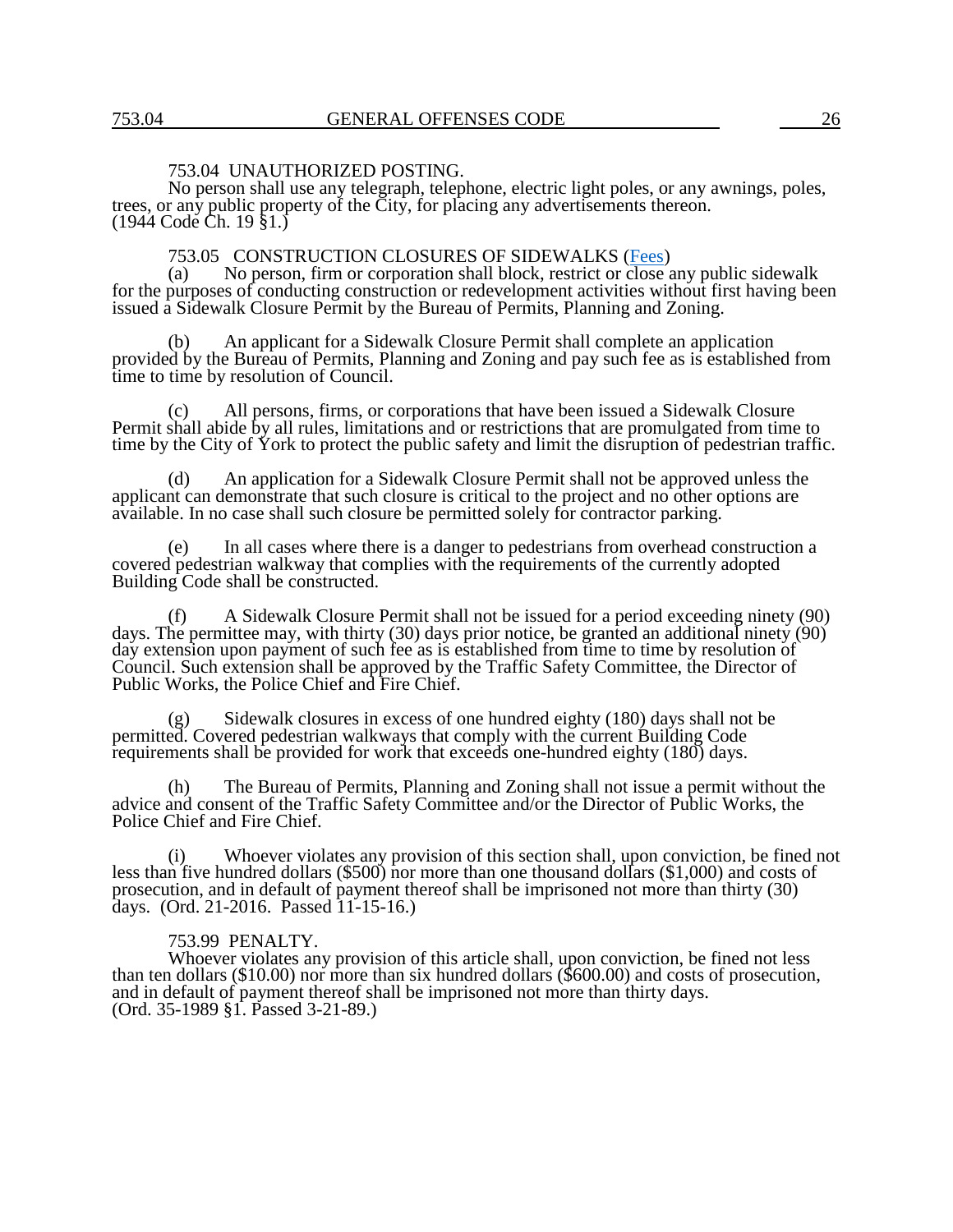### 753.04 UNAUTHORIZED POSTING.

No person shall use any telegraph, telephone, electric light poles, or any awnings, poles, trees, or any public property of the City, for placing any advertisements thereon.
(1944 Code Ch. 19 §1.)

### 753.05 CONSTRUCTION CLOSURES OF SIDEWALKS (Fees)

(a) No person, firm or corporation shall block, restrict or close any public sidewalk for the purposes of conducting construction or redevelopment activities without first having been issued a Sidewalk Closure Permit by the Bureau of Permits, Planning and Zoning.

(b) An applicant for a Sidewalk Closure Permit shall complete an application provided by the Bureau of Permits, Planning and Zoning and pay such fee as is established from time to time by resolution of Council.

(c) All persons, firms, or corporations that have been issued a Sidewalk Closure Permit shall abide by all rules, limitations and or restrictions that are promulgated from time to time by the City of York to protect the public safety and limit the disruption of pedestrian traffic.

(d) An application for a Sidewalk Closure Permit shall not be approved unless the applicant can demonstrate that such closure is critical to the project and no other options are available. In no case shall such closure be permitted solely for contractor parking.

(e) In all cases where there is a danger to pedestrians from overhead construction a covered pedestrian walkway that complies with the requirements of the currently adopted Building Code shall be constructed.

(f) A Sidewalk Closure Permit shall not be issued for a period exceeding ninety (90) days. The permittee may, with thirty (30) days prior notice, be granted an additional ninety (90) day extension upon payment of such fee as is established from time to time by resolution of Council. Such extension shall be approved by the Traffic Safety Committee, the Director of Public Works, the Police Chief and Fire Chief.

(g) Sidewalk closures in excess of one hundred eighty (180) days shall not be permitted. Covered pedestrian walkways that comply with the current Building Code requirements shall be provided for work that exceeds one-hundred eighty (180) days.

(h) The Bureau of Permits, Planning and Zoning shall not issue a permit without the advice and consent of the Traffic Safety Committee and/or the Director of Public Works, the Police Chief and Fire Chief.

(i) Whoever violates any provision of this section shall, upon conviction, be fined not less than five hundred dollars ($500) nor more than one thousand dollars ($1,000) and costs of prosecution, and in default of payment thereof shall be imprisoned not more than thirty (30) days. (Ord. 21-2016. Passed 11-15-16.)

### 753.99 PENALTY.

Whoever violates any provision of this article shall, upon conviction, be fined not less than ten dollars ($10.00) nor more than six hundred dollars ($600.00) and costs of prosecution, and in default of payment thereof shall be imprisoned not more than thirty days.
(Ord. 35-1989 §1. Passed 3-21-89.)